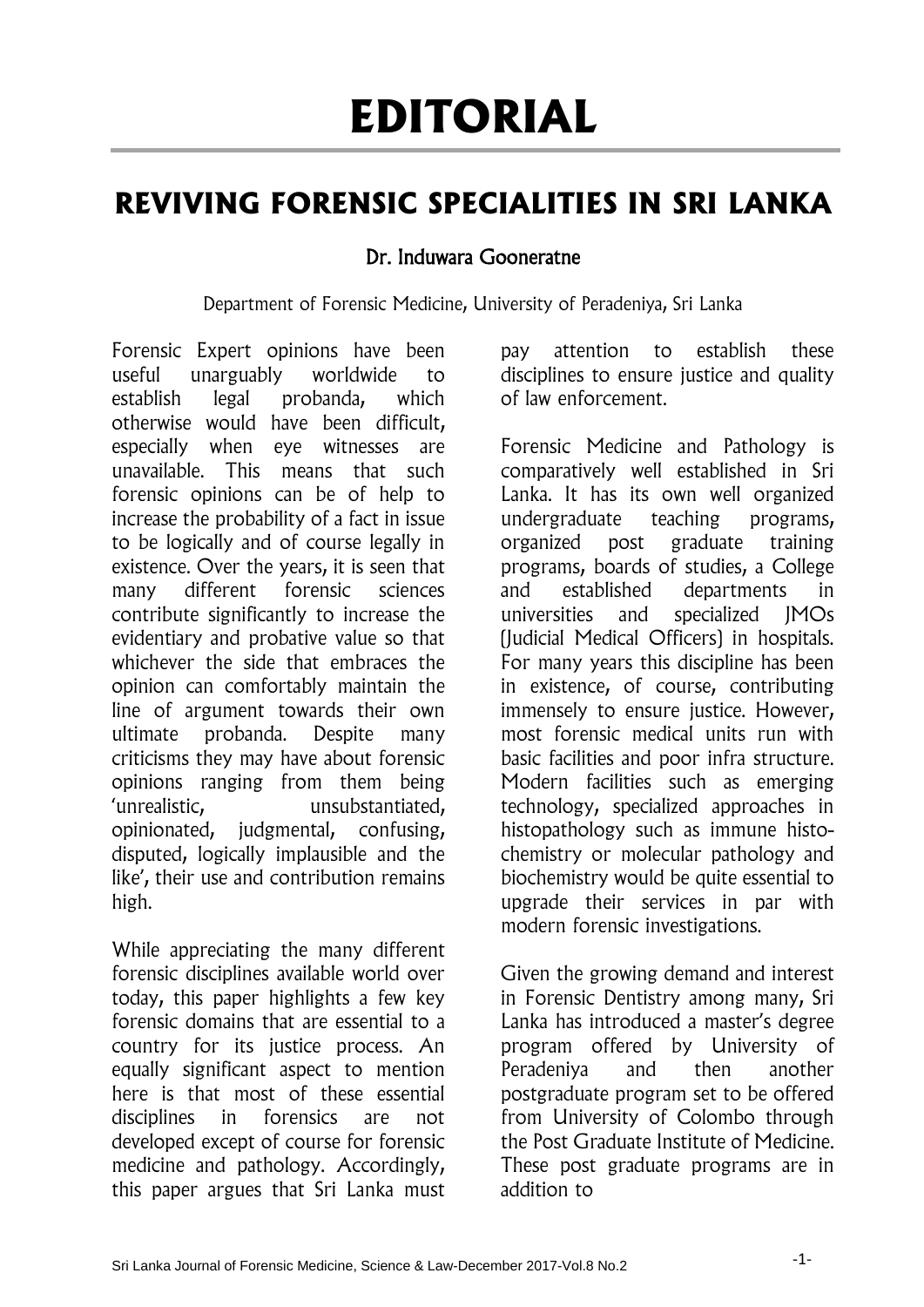# EDITORIAL

## REVIVING FORENSIC SPECIALITIES IN SRI LANKA

Dr. Induwara Gooneratne

Department of Forensic Medicine, University of Peradeniya, Sri Lanka

Forensic Expert opinions have been useful unarguably worldwide to establish legal probanda, which otherwise would have been difficult, especially when eye witnesses are unavailable. This means that such forensic opinions can be of help to increase the probability of a fact in issue to be logically and of course legally in existence. Over the years, it is seen that many different forensic sciences contribute significantly to increase the evidentiary and probative value so that whichever the side that embraces the opinion can comfortably maintain the line of argument towards their own ultimate probanda. Despite many criticisms they may have about forensic opinions ranging from them being 'unrealistic, unsubstantiated, opinionated, judgmental, confusing, disputed, logically implausible and the like', their use and contribution remains high.

While appreciating the many different forensic disciplines available world over today, this paper highlights a few key forensic domains that are essential to a country for its justice process. An equally significant aspect to mention here is that most of these essential disciplines in forensics are not developed except of course for forensic medicine and pathology. Accordingly, this paper argues that Sri Lanka must pay attention to establish these disciplines to ensure justice and quality of law enforcement.

Forensic Medicine and Pathology is comparatively well established in Sri Lanka. It has its own well organized undergraduate teaching programs, organized post graduate training programs, boards of studies, a College and established departments in universities and specialized JMOs (Judicial Medical Officers) in hospitals. For many years this discipline has been in existence, of course, contributing immensely to ensure justice. However, most forensic medical units run with basic facilities and poor infra structure. Modern facilities such as emerging technology, specialized approaches in histopathology such as immune histo-chemistry or molecular pathology and biochemistry would be quite essential to upgrade their services in par with modern forensic investigations.

Given the growing demand and interest in Forensic Dentistry among many, Sri Lanka has introduced a master's degree program offered by University of Peradeniya and then another postgraduate program set to be offered from University of Colombo through the Post Graduate Institute of Medicine. These post graduate programs are in addition to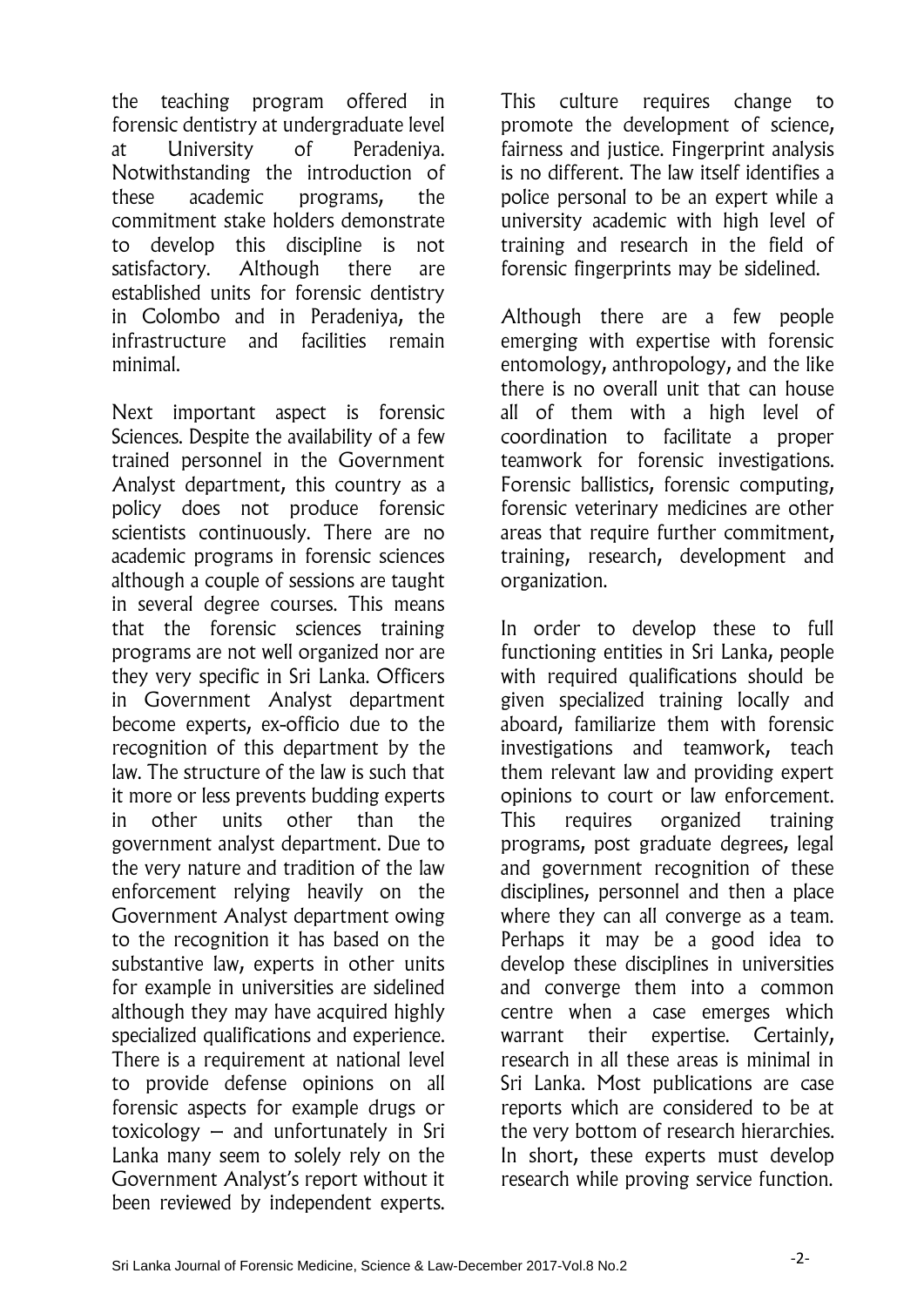the teaching program offered in forensic dentistry at undergraduate level at University of Peradeniya. Notwithstanding the introduction of these academic programs, the commitment stake holders demonstrate to develop this discipline is not satisfactory. Although there are established units for forensic dentistry in Colombo and in Peradeniya, the infrastructure and facilities remain minimal.

Next important aspect is forensic Sciences. Despite the availability of a few trained personnel in the Government Analyst department, this country as a policy does not produce forensic scientists continuously. There are no academic programs in forensic sciences although a couple of sessions are taught in several degree courses. This means that the forensic sciences training programs are not well organized nor are they very specific in Sri Lanka. Officers in Government Analyst department become experts, ex-officio due to the recognition of this department by the law. The structure of the law is such that it more or less prevents budding experts in other units other than the government analyst department. Due to the very nature and tradition of the law enforcement relying heavily on the Government Analyst department owing to the recognition it has based on the substantive law, experts in other units for example in universities are sidelined although they may have acquired highly specialized qualifications and experience. There is a requirement at national level to provide defense opinions on all forensic aspects for example drugs or toxicology – and unfortunately in Sri Lanka many seem to solely rely on the Government Analyst's report without it been reviewed by independent experts. This culture requires change to promote the development of science, fairness and justice. Fingerprint analysis is no different. The law itself identifies a police personal to be an expert while a university academic with high level of training and research in the field of forensic fingerprints may be sidelined.

Although there are a few people emerging with expertise with forensic entomology, anthropology, and the like there is no overall unit that can house all of them with a high level of coordination to facilitate a proper teamwork for forensic investigations. Forensic ballistics, forensic computing, forensic veterinary medicines are other areas that require further commitment, training, research, development and organization.

In order to develop these to full functioning entities in Sri Lanka, people with required qualifications should be given specialized training locally and aboard, familiarize them with forensic investigations and teamwork, teach them relevant law and providing expert opinions to court or law enforcement. This requires organized training programs, post graduate degrees, legal and government recognition of these disciplines, personnel and then a place where they can all converge as a team. Perhaps it may be a good idea to develop these disciplines in universities and converge them into a common centre when a case emerges which warrant their expertise. Certainly, research in all these areas is minimal in Sri Lanka. Most publications are case reports which are considered to be at the very bottom of research hierarchies. In short, these experts must develop research while proving service function.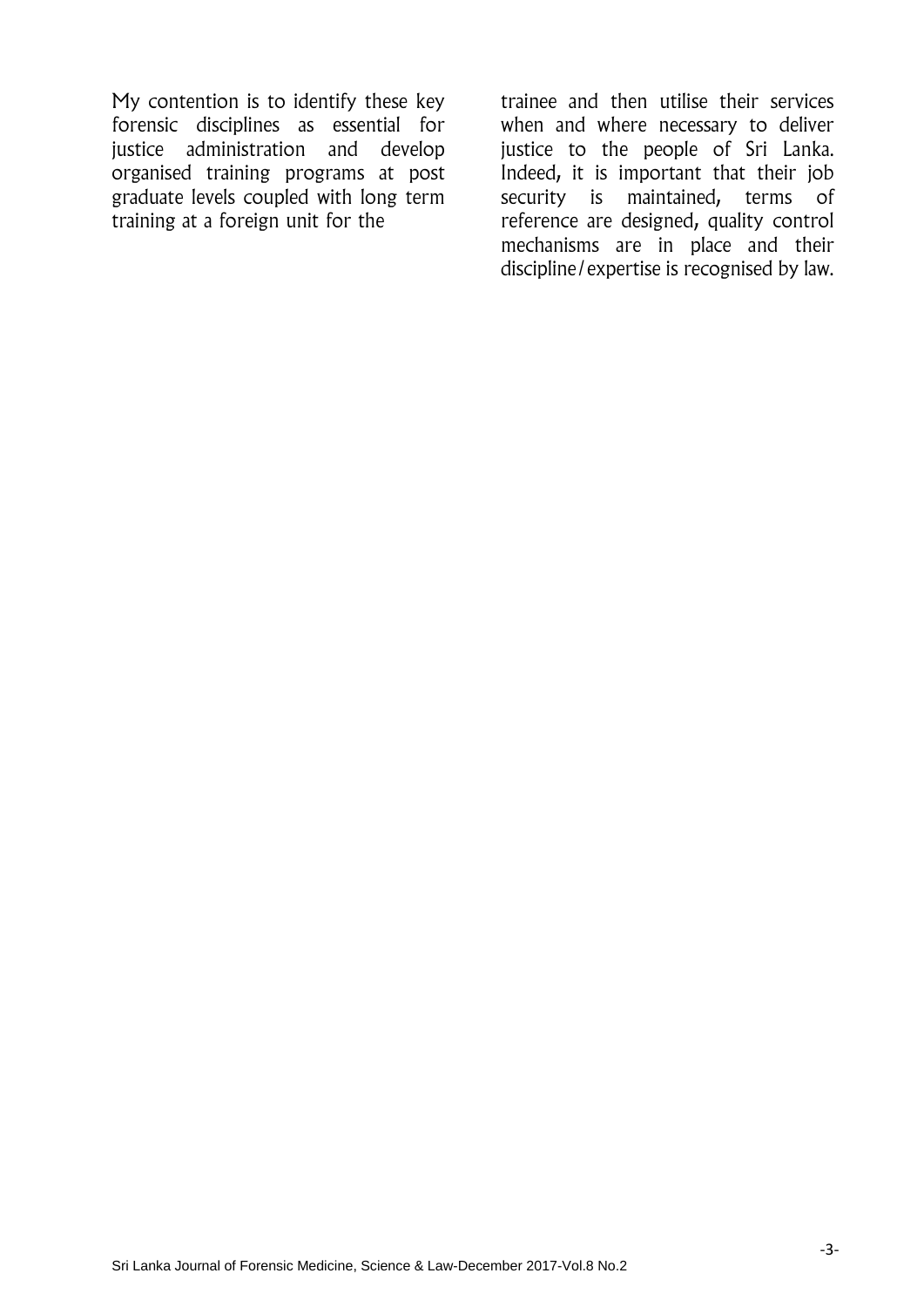My contention is to identify these key forensic disciplines as essential for justice administration and develop organised training programs at post graduate levels coupled with long term training at a foreign unit for the trainee and then utilise their services when and where necessary to deliver justice to the people of Sri Lanka. Indeed, it is important that their job security is maintained, terms of reference are designed, quality control mechanisms are in place and their discipline/expertise is recognised by law.